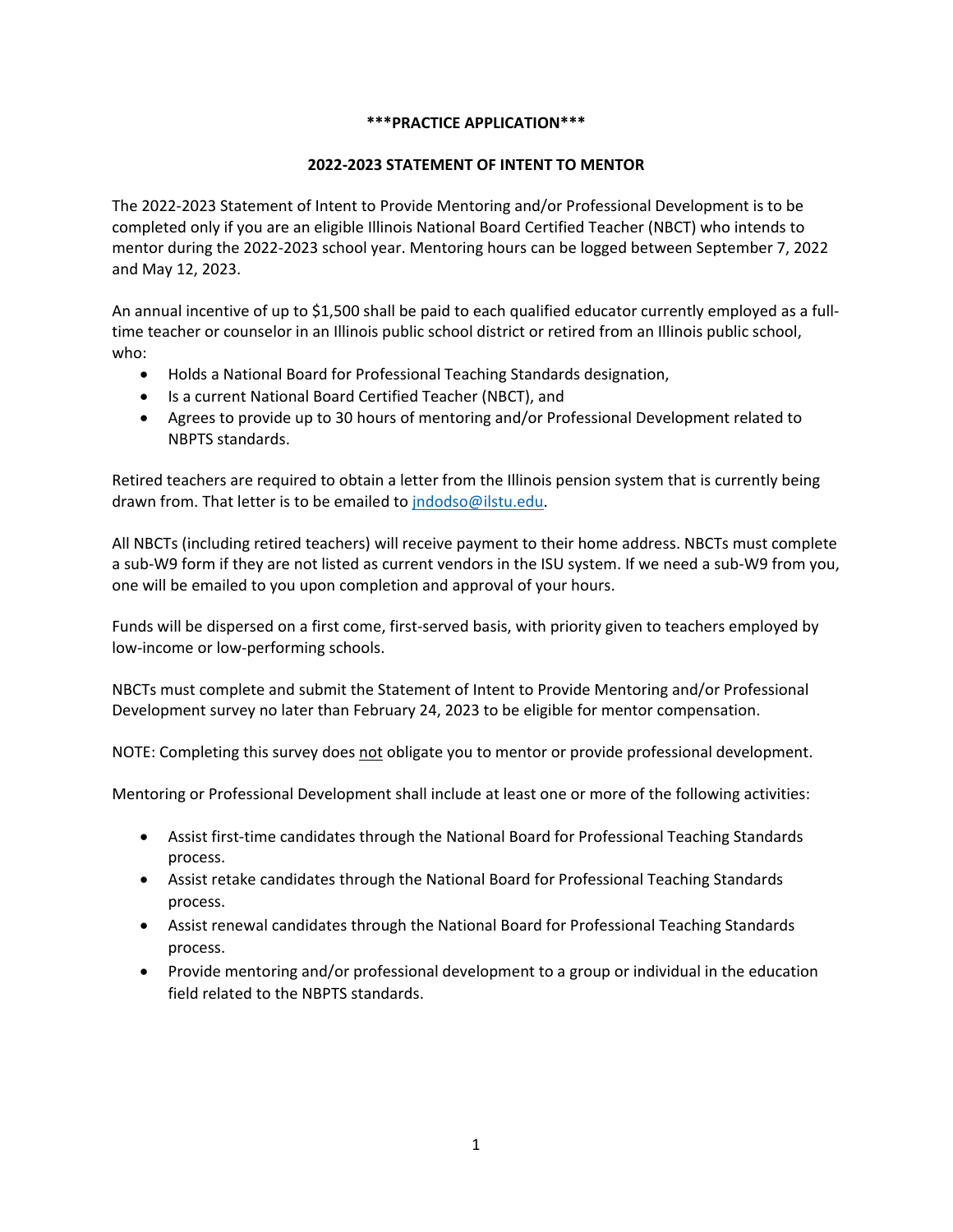**\*\*\*PRACTICE APPLICATION\*\*\***

**2022-2023 STATEMENT OF INTENT TO MENTOR**

The 2022-2023 Statement of Intent to Provide Mentoring and/or Professional Development is to be completed only if you are an eligible Illinois National Board Certified Teacher (NBCT) who intends to mentor during the 2022-2023 school year. Mentoring hours can be logged between September 7, 2022 and May 12, 2023.

An annual incentive of up to $1,500 shall be paid to each qualified educator currently employed as a full-time teacher or counselor in an Illinois public school district or retired from an Illinois public school, who:

- Holds a National Board for Professional Teaching Standards designation,
- Is a current National Board Certified Teacher (NBCT), and
- Agrees to provide up to 30 hours of mentoring and/or Professional Development related to NBPTS standards.

Retired teachers are required to obtain a letter from the Illinois pension system that is currently being drawn from. That letter is to be emailed to jndodso@ilstu.edu.

All NBCTs (including retired teachers) will receive payment to their home address. NBCTs must complete a sub-W9 form if they are not listed as current vendors in the ISU system. If we need a sub-W9 from you, one will be emailed to you upon completion and approval of your hours.

Funds will be dispersed on a first come, first-served basis, with priority given to teachers employed by low-income or low-performing schools.

NBCTs must complete and submit the Statement of Intent to Provide Mentoring and/or Professional Development survey no later than February 24, 2023 to be eligible for mentor compensation.

NOTE: Completing this survey does not obligate you to mentor or provide professional development.

Mentoring or Professional Development shall include at least one or more of the following activities:

- Assist first-time candidates through the National Board for Professional Teaching Standards process.
- Assist retake candidates through the National Board for Professional Teaching Standards process.
- Assist renewal candidates through the National Board for Professional Teaching Standards process.
- Provide mentoring and/or professional development to a group or individual in the education field related to the NBPTS standards.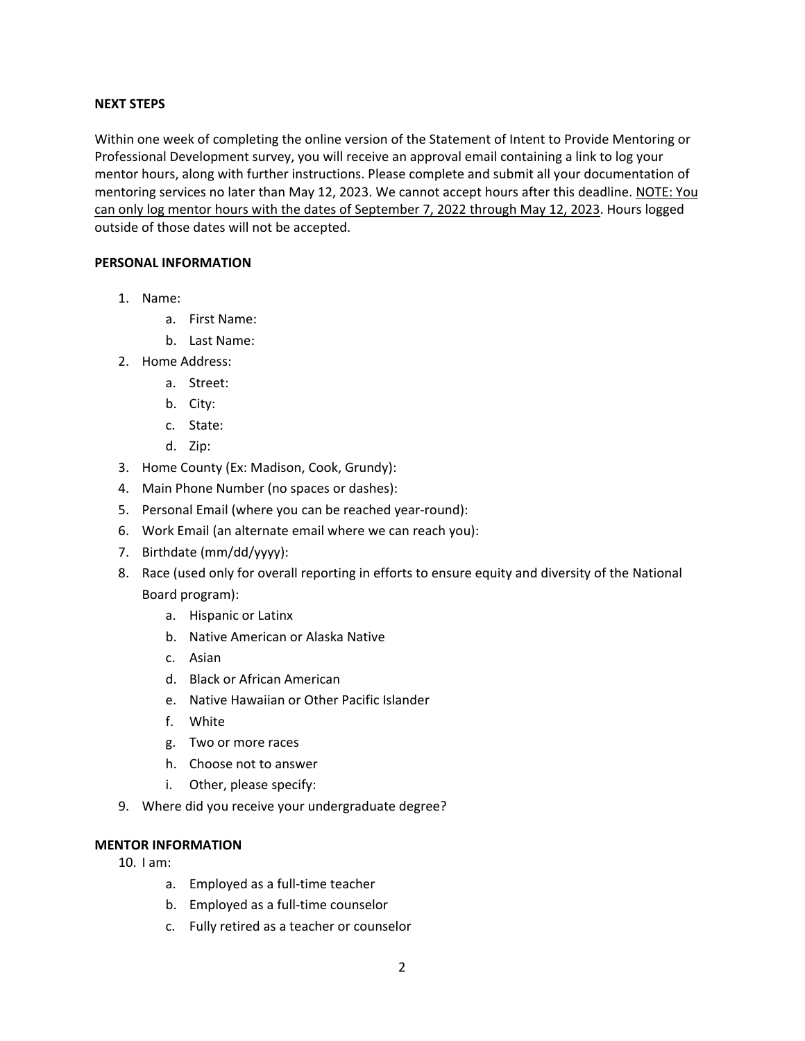**NEXT STEPS**

Within one week of completing the online version of the Statement of Intent to Provide Mentoring or Professional Development survey, you will receive an approval email containing a link to log your mentor hours, along with further instructions. Please complete and submit all your documentation of mentoring services no later than May 12, 2023. We cannot accept hours after this deadline. <u>NOTE: You can only log mentor hours with the dates of September 7, 2022 through May 12, 2023</u>. Hours logged outside of those dates will not be accepted.

**PERSONAL INFORMATION**

1. Name:
    a. First Name:
    b. Last Name:
2. Home Address:
    a. Street:
    b. City:
    c. State:
    d. Zip:
3. Home County (Ex: Madison, Cook, Grundy):
4. Main Phone Number (no spaces or dashes):
5. Personal Email (where you can be reached year-round):
6. Work Email (an alternate email where we can reach you):
7. Birthdate (mm/dd/yyyy):
8. Race (used only for overall reporting in efforts to ensure equity and diversity of the National Board program):
    a. Hispanic or Latinx
    b. Native American or Alaska Native
    c. Asian
    d. Black or African American
    e. Native Hawaiian or Other Pacific Islander
    f. White
    g. Two or more races
    h. Choose not to answer
    i. Other, please specify:
9. Where did you receive your undergraduate degree?

**MENTOR INFORMATION**

10. I am:
    a. Employed as a full-time teacher
    b. Employed as a full-time counselor
    c. Fully retired as a teacher or counselor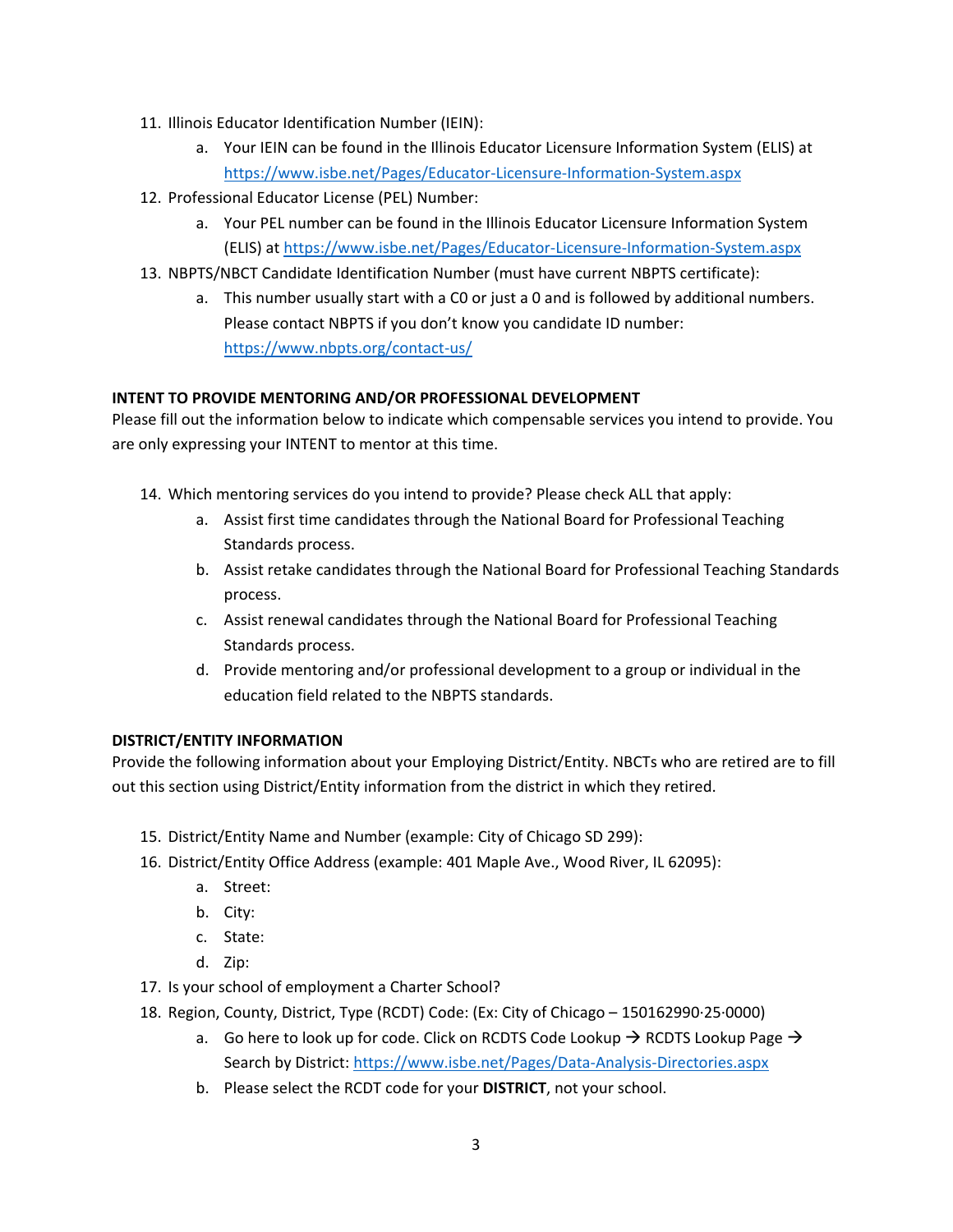11. Illinois Educator Identification Number (IEIN):
    a. Your IEIN can be found in the Illinois Educator Licensure Information System (ELIS) at https://www.isbe.net/Pages/Educator-Licensure-Information-System.aspx
12. Professional Educator License (PEL) Number:
    a. Your PEL number can be found in the Illinois Educator Licensure Information System (ELIS) at https://www.isbe.net/Pages/Educator-Licensure-Information-System.aspx
13. NBPTS/NBCT Candidate Identification Number (must have current NBPTS certificate):
    a. This number usually start with a C0 or just a 0 and is followed by additional numbers. Please contact NBPTS if you don't know you candidate ID number: https://www.nbpts.org/contact-us/

**INTENT TO PROVIDE MENTORING AND/OR PROFESSIONAL DEVELOPMENT**

Please fill out the information below to indicate which compensable services you intend to provide. You are only expressing your INTENT to mentor at this time.

14. Which mentoring services do you intend to provide? Please check ALL that apply:
    a. Assist first time candidates through the National Board for Professional Teaching Standards process.
    b. Assist retake candidates through the National Board for Professional Teaching Standards process.
    c. Assist renewal candidates through the National Board for Professional Teaching Standards process.
    d. Provide mentoring and/or professional development to a group or individual in the education field related to the NBPTS standards.

**DISTRICT/ENTITY INFORMATION**

Provide the following information about your Employing District/Entity. NBCTs who are retired are to fill out this section using District/Entity information from the district in which they retired.

15. District/Entity Name and Number (example: City of Chicago SD 299):
16. District/Entity Office Address (example: 401 Maple Ave., Wood River, IL 62095):
    a. Street:
    b. City:
    c. State:
    d. Zip:
17. Is your school of employment a Charter School?
18. Region, County, District, Type (RCDT) Code: (Ex: City of Chicago – 150162990·25·0000)
    a. Go here to look up for code. Click on RCDTS Code Lookup → RCDTS Lookup Page → Search by District: https://www.isbe.net/Pages/Data-Analysis-Directories.aspx
    b. Please select the RCDT code for your **DISTRICT**, not your school.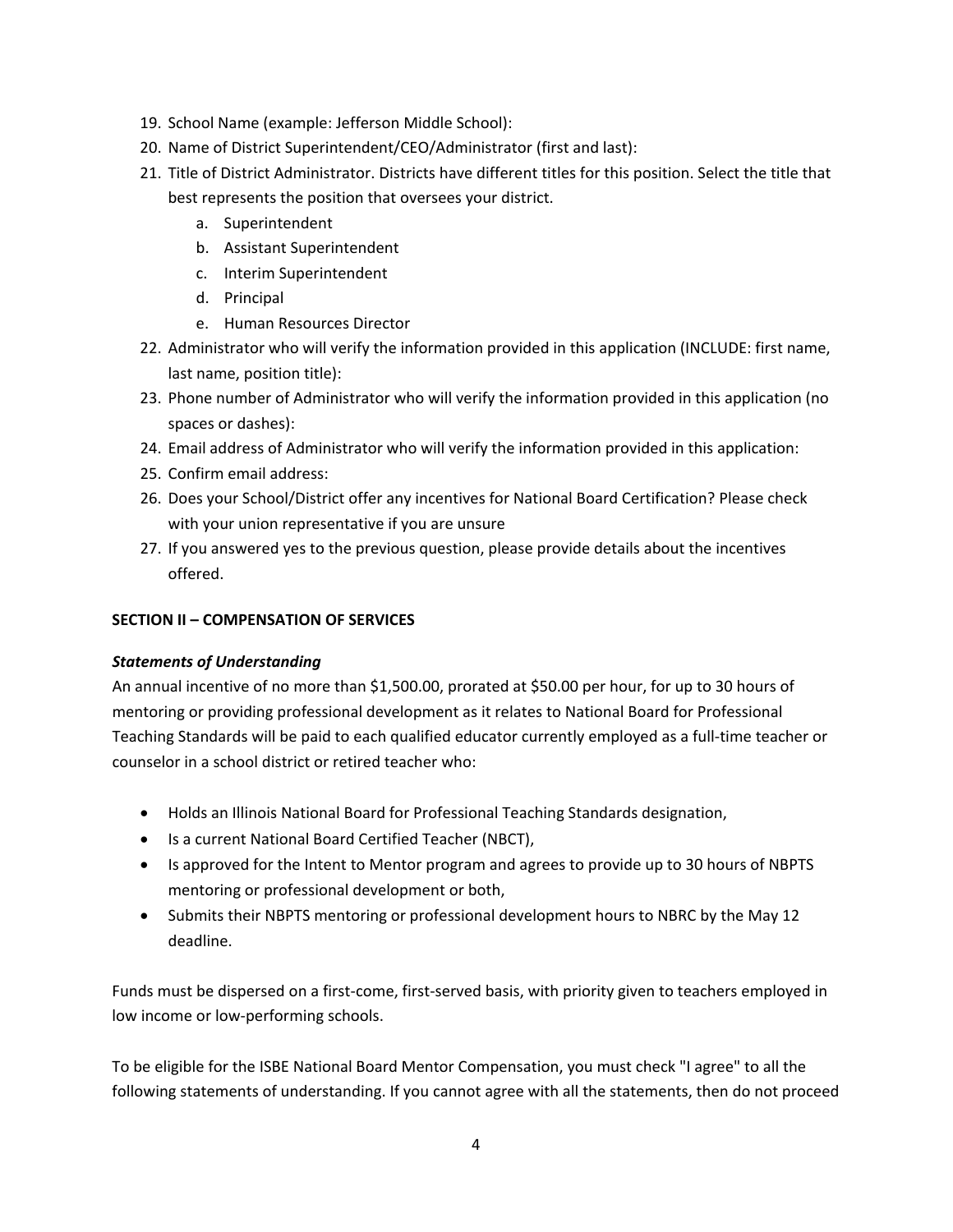19. School Name (example: Jefferson Middle School):
20. Name of District Superintendent/CEO/Administrator (first and last):
21. Title of District Administrator. Districts have different titles for this position. Select the title that best represents the position that oversees your district.
    a. Superintendent
    b. Assistant Superintendent
    c. Interim Superintendent
    d. Principal
    e. Human Resources Director
22. Administrator who will verify the information provided in this application (INCLUDE: first name, last name, position title):
23. Phone number of Administrator who will verify the information provided in this application (no spaces or dashes):
24. Email address of Administrator who will verify the information provided in this application:
25. Confirm email address:
26. Does your School/District offer any incentives for National Board Certification? Please check with your union representative if you are unsure
27. If you answered yes to the previous question, please provide details about the incentives offered.

**SECTION II – COMPENSATION OF SERVICES**

***Statements of Understanding***

An annual incentive of no more than $1,500.00, prorated at $50.00 per hour, for up to 30 hours of mentoring or providing professional development as it relates to National Board for Professional Teaching Standards will be paid to each qualified educator currently employed as a full-time teacher or counselor in a school district or retired teacher who:

- Holds an Illinois National Board for Professional Teaching Standards designation,
- Is a current National Board Certified Teacher (NBCT),
- Is approved for the Intent to Mentor program and agrees to provide up to 30 hours of NBPTS mentoring or professional development or both,
- Submits their NBPTS mentoring or professional development hours to NBRC by the May 12 deadline.

Funds must be dispersed on a first-come, first-served basis, with priority given to teachers employed in low income or low-performing schools.

To be eligible for the ISBE National Board Mentor Compensation, you must check "I agree" to all the following statements of understanding. If you cannot agree with all the statements, then do not proceed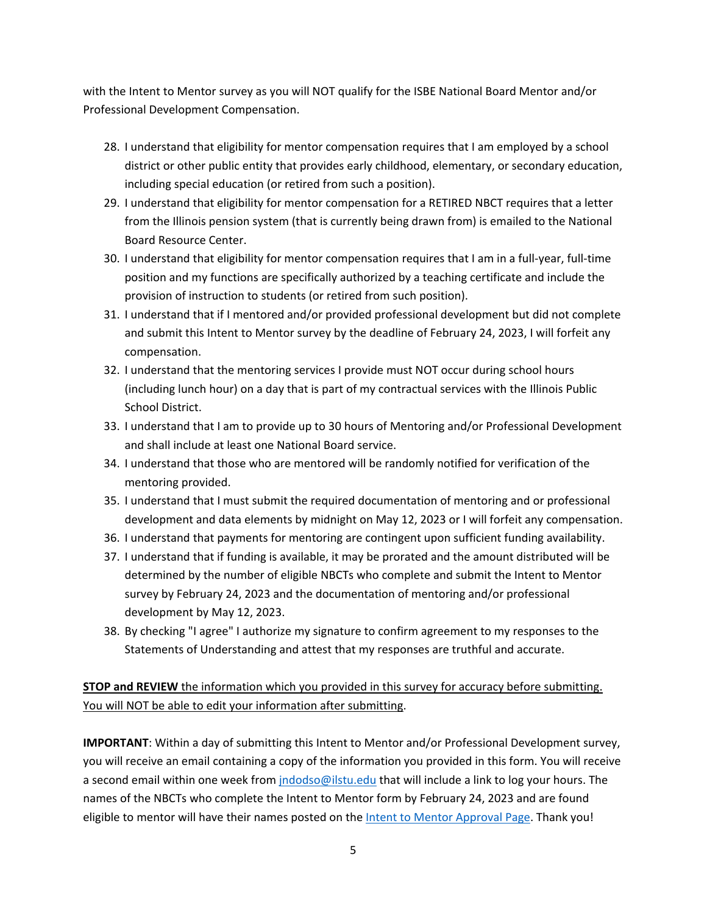with the Intent to Mentor survey as you will NOT qualify for the ISBE National Board Mentor and/or Professional Development Compensation.

28. I understand that eligibility for mentor compensation requires that I am employed by a school district or other public entity that provides early childhood, elementary, or secondary education, including special education (or retired from such a position).
29. I understand that eligibility for mentor compensation for a RETIRED NBCT requires that a letter from the Illinois pension system (that is currently being drawn from) is emailed to the National Board Resource Center.
30. I understand that eligibility for mentor compensation requires that I am in a full-year, full-time position and my functions are specifically authorized by a teaching certificate and include the provision of instruction to students (or retired from such position).
31. I understand that if I mentored and/or provided professional development but did not complete and submit this Intent to Mentor survey by the deadline of February 24, 2023, I will forfeit any compensation.
32. I understand that the mentoring services I provide must NOT occur during school hours (including lunch hour) on a day that is part of my contractual services with the Illinois Public School District.
33. I understand that I am to provide up to 30 hours of Mentoring and/or Professional Development and shall include at least one National Board service.
34. I understand that those who are mentored will be randomly notified for verification of the mentoring provided.
35. I understand that I must submit the required documentation of mentoring and or professional development and data elements by midnight on May 12, 2023 or I will forfeit any compensation.
36. I understand that payments for mentoring are contingent upon sufficient funding availability.
37. I understand that if funding is available, it may be prorated and the amount distributed will be determined by the number of eligible NBCTs who complete and submit the Intent to Mentor survey by February 24, 2023 and the documentation of mentoring and/or professional development by May 12, 2023.
38. By checking "I agree" I authorize my signature to confirm agreement to my responses to the Statements of Understanding and attest that my responses are truthful and accurate.

**STOP and REVIEW** the information which you provided in this survey for accuracy before submitting. You will NOT be able to edit your information after submitting.

**IMPORTANT**: Within a day of submitting this Intent to Mentor and/or Professional Development survey, you will receive an email containing a copy of the information you provided in this form. You will receive a second email within one week from jndodso@ilstu.edu that will include a link to log your hours. The names of the NBCTs who complete the Intent to Mentor form by February 24, 2023 and are found eligible to mentor will have their names posted on the Intent to Mentor Approval Page. Thank you!